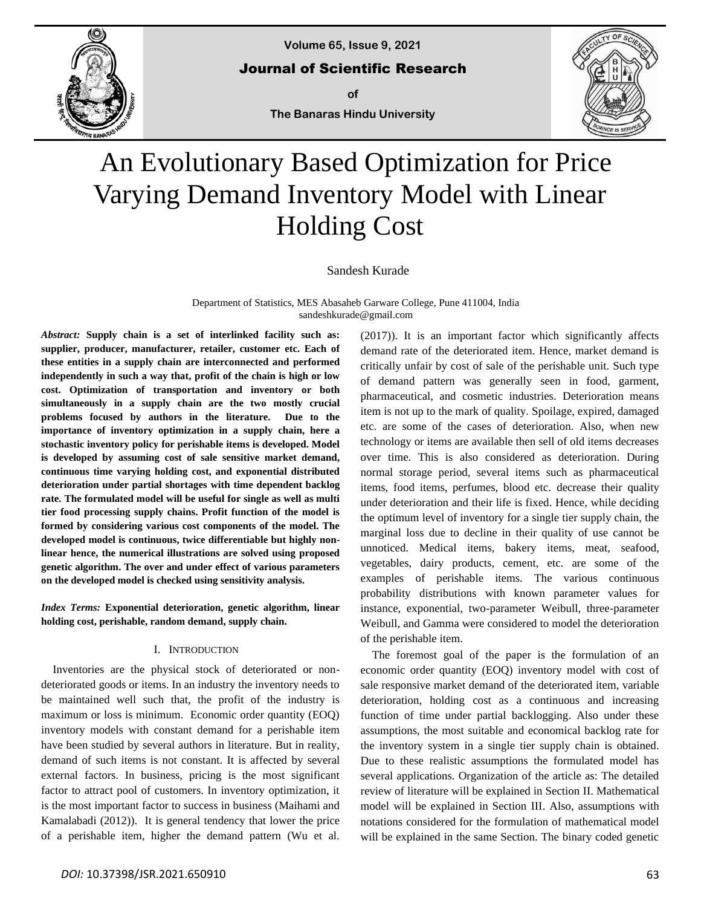# An Evolutionary Based Optimization for Price Varying Demand Inventory Model with Linear Holding Cost

Sandesh Kurade

Department of Statistics, MES Abasaheb Garware College, Pune 411004, India
sandeshkurade@gmail.com

***Abstract:*** **Supply chain is a set of interlinked facility such as: supplier, producer, manufacturer, retailer, customer etc. Each of these entities in a supply chain are interconnected and performed independently in such a way that, profit of the chain is high or low cost. Optimization of transportation and inventory or both simultaneously in a supply chain are the two mostly crucial problems focused by authors in the literature. Due to the importance of inventory optimization in a supply chain, here a stochastic inventory policy for perishable items is developed. Model is developed by assuming cost of sale sensitive market demand, continuous time varying holding cost, and exponential distributed deterioration under partial shortages with time dependent backlog rate. The formulated model will be useful for single as well as multi tier food processing supply chains. Profit function of the model is formed by considering various cost components of the model. The developed model is continuous, twice differentiable but highly non-linear hence, the numerical illustrations are solved using proposed genetic algorithm. The over and under effect of various parameters on the developed model is checked using sensitivity analysis.**

***Index Terms:*** **Exponential deterioration, genetic algorithm, linear holding cost, perishable, random demand, supply chain.**

## I. Introduction

Inventories are the physical stock of deteriorated or non-deteriorated goods or items. In an industry the inventory needs to be maintained well such that, the profit of the industry is maximum or loss is minimum. Economic order quantity (EOQ) inventory models with constant demand for a perishable item have been studied by several authors in literature. But in reality, demand of such items is not constant. It is affected by several external factors. In business, pricing is the most significant factor to attract pool of customers. In inventory optimization, it is the most important factor to success in business (Maihami and Kamalabadi (2012)). It is general tendency that lower the price of a perishable item, higher the demand pattern (Wu et al. (2017)). It is an important factor which significantly affects demand rate of the deteriorated item. Hence, market demand is critically unfair by cost of sale of the perishable unit. Such type of demand pattern was generally seen in food, garment, pharmaceutical, and cosmetic industries. Deterioration means item is not up to the mark of quality. Spoilage, expired, damaged etc. are some of the cases of deterioration. Also, when new technology or items are available then sell of old items decreases over time. This is also considered as deterioration. During normal storage period, several items such as pharmaceutical items, food items, perfumes, blood etc. decrease their quality under deterioration and their life is fixed. Hence, while deciding the optimum level of inventory for a single tier supply chain, the marginal loss due to decline in their quality of use cannot be unnoticed. Medical items, bakery items, meat, seafood, vegetables, dairy products, cement, etc. are some of the examples of perishable items. The various continuous probability distributions with known parameter values for instance, exponential, two-parameter Weibull, three-parameter Weibull, and Gamma were considered to model the deterioration of the perishable item.

The foremost goal of the paper is the formulation of an economic order quantity (EOQ) inventory model with cost of sale responsive market demand of the deteriorated item, variable deterioration, holding cost as a continuous and increasing function of time under partial backlogging. Also under these assumptions, the most suitable and economical backlog rate for the inventory system in a single tier supply chain is obtained. Due to these realistic assumptions the formulated model has several applications. Organization of the article as: The detailed review of literature will be explained in Section II. Mathematical model will be explained in Section III. Also, assumptions with notations considered for the formulation of mathematical model will be explained in the same Section. The binary coded genetic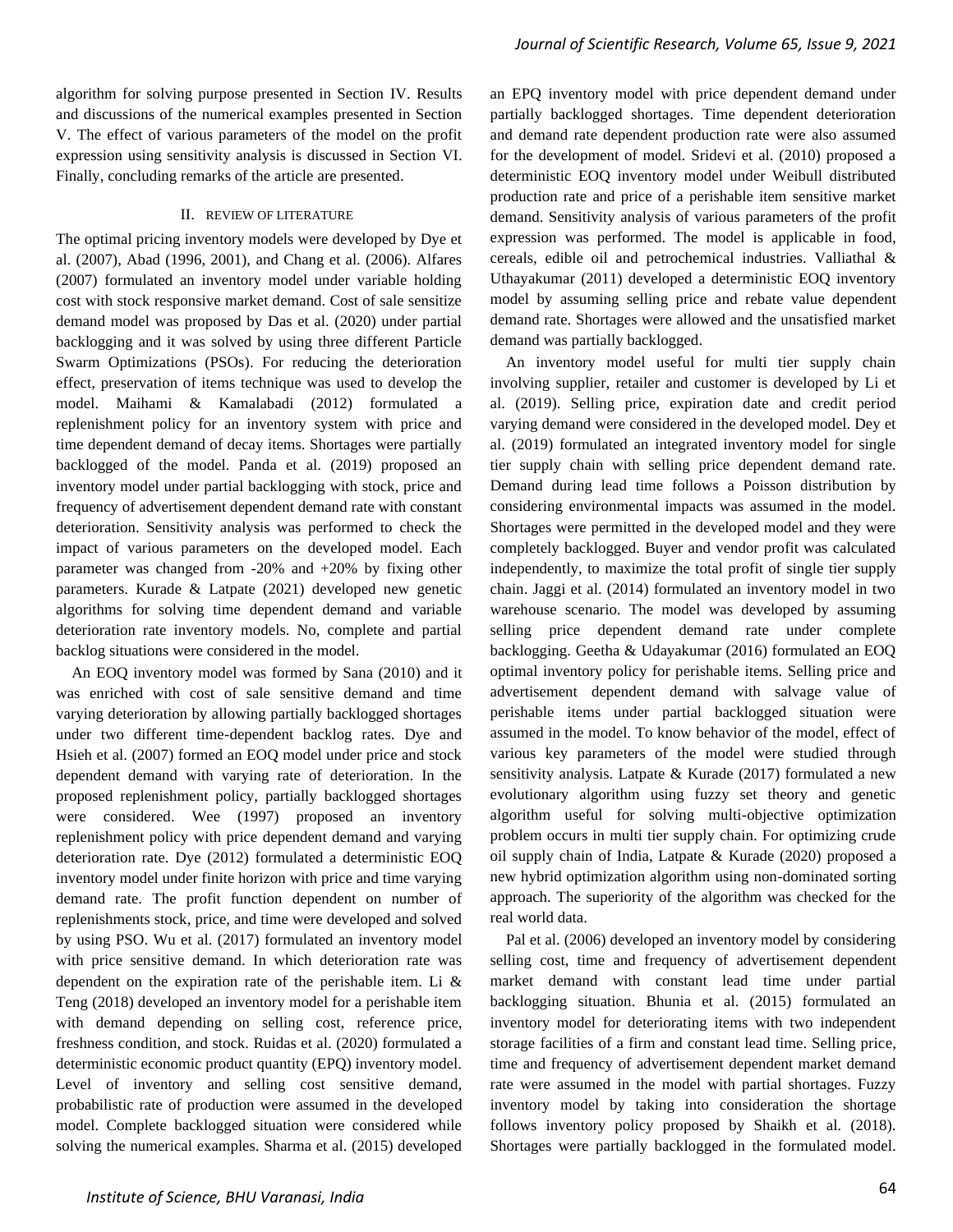algorithm for solving purpose presented in Section IV. Results and discussions of the numerical examples presented in Section V. The effect of various parameters of the model on the profit expression using sensitivity analysis is discussed in Section VI. Finally, concluding remarks of the article are presented.

## II. REVIEW OF LITERATURE

The optimal pricing inventory models were developed by Dye et al. (2007), Abad (1996, 2001), and Chang et al. (2006). Alfares (2007) formulated an inventory model under variable holding cost with stock responsive market demand. Cost of sale sensitize demand model was proposed by Das et al. (2020) under partial backlogging and it was solved by using three different Particle Swarm Optimizations (PSOs). For reducing the deterioration effect, preservation of items technique was used to develop the model. Maihami & Kamalabadi (2012) formulated a replenishment policy for an inventory system with price and time dependent demand of decay items. Shortages were partially backlogged of the model. Panda et al. (2019) proposed an inventory model under partial backlogging with stock, price and frequency of advertisement dependent demand rate with constant deterioration. Sensitivity analysis was performed to check the impact of various parameters on the developed model. Each parameter was changed from -20% and +20% by fixing other parameters. Kurade & Latpate (2021) developed new genetic algorithms for solving time dependent demand and variable deterioration rate inventory models. No, complete and partial backlog situations were considered in the model.

An EOQ inventory model was formed by Sana (2010) and it was enriched with cost of sale sensitive demand and time varying deterioration by allowing partially backlogged shortages under two different time-dependent backlog rates. Dye and Hsieh et al. (2007) formed an EOQ model under price and stock dependent demand with varying rate of deterioration. In the proposed replenishment policy, partially backlogged shortages were considered. Wee (1997) proposed an inventory replenishment policy with price dependent demand and varying deterioration rate. Dye (2012) formulated a deterministic EOQ inventory model under finite horizon with price and time varying demand rate. The profit function dependent on number of replenishments stock, price, and time were developed and solved by using PSO. Wu et al. (2017) formulated an inventory model with price sensitive demand. In which deterioration rate was dependent on the expiration rate of the perishable item. Li & Teng (2018) developed an inventory model for a perishable item with demand depending on selling cost, reference price, freshness condition, and stock. Ruidas et al. (2020) formulated a deterministic economic product quantity (EPQ) inventory model. Level of inventory and selling cost sensitive demand, probabilistic rate of production were assumed in the developed model. Complete backlogged situation were considered while solving the numerical examples. Sharma et al. (2015) developed an EPQ inventory model with price dependent demand under partially backlogged shortages. Time dependent deterioration and demand rate dependent production rate were also assumed for the development of model. Sridevi et al. (2010) proposed a deterministic EOQ inventory model under Weibull distributed production rate and price of a perishable item sensitive market demand. Sensitivity analysis of various parameters of the profit expression was performed. The model is applicable in food, cereals, edible oil and petrochemical industries. Valliathal & Uthayakumar (2011) developed a deterministic EOQ inventory model by assuming selling price and rebate value dependent demand rate. Shortages were allowed and the unsatisfied market demand was partially backlogged.

An inventory model useful for multi tier supply chain involving supplier, retailer and customer is developed by Li et al. (2019). Selling price, expiration date and credit period varying demand were considered in the developed model. Dey et al. (2019) formulated an integrated inventory model for single tier supply chain with selling price dependent demand rate. Demand during lead time follows a Poisson distribution by considering environmental impacts was assumed in the model. Shortages were permitted in the developed model and they were completely backlogged. Buyer and vendor profit was calculated independently, to maximize the total profit of single tier supply chain. Jaggi et al. (2014) formulated an inventory model in two warehouse scenario. The model was developed by assuming selling price dependent demand rate under complete backlogging. Geetha & Udayakumar (2016) formulated an EOQ optimal inventory policy for perishable items. Selling price and advertisement dependent demand with salvage value of perishable items under partial backlogged situation were assumed in the model. To know behavior of the model, effect of various key parameters of the model were studied through sensitivity analysis. Latpate & Kurade (2017) formulated a new evolutionary algorithm using fuzzy set theory and genetic algorithm useful for solving multi-objective optimization problem occurs in multi tier supply chain. For optimizing crude oil supply chain of India, Latpate & Kurade (2020) proposed a new hybrid optimization algorithm using non-dominated sorting approach. The superiority of the algorithm was checked for the real world data.

Pal et al. (2006) developed an inventory model by considering selling cost, time and frequency of advertisement dependent market demand with constant lead time under partial backlogging situation. Bhunia et al. (2015) formulated an inventory model for deteriorating items with two independent storage facilities of a firm and constant lead time. Selling price, time and frequency of advertisement dependent market demand rate were assumed in the model with partial shortages. Fuzzy inventory model by taking into consideration the shortage follows inventory policy proposed by Shaikh et al. (2018). Shortages were partially backlogged in the formulated model.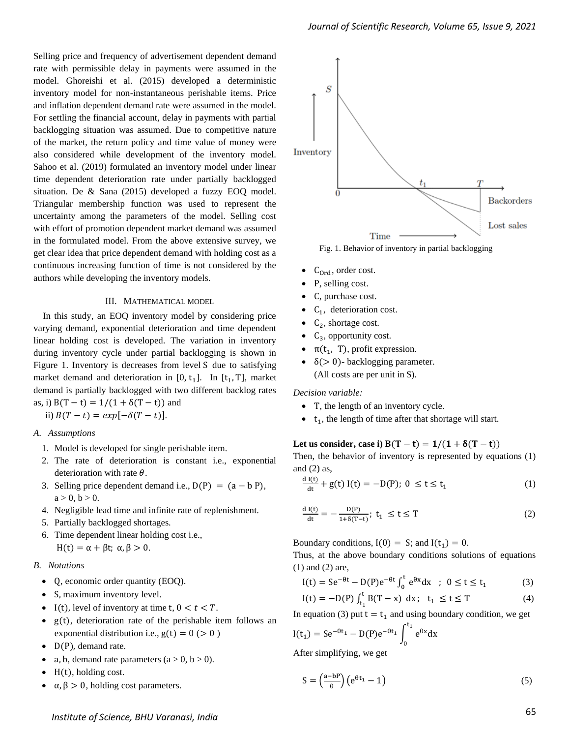Selling price and frequency of advertisement dependent demand rate with permissible delay in payments were assumed in the model. Ghoreishi et al. (2015) developed a deterministic inventory model for non-instantaneous perishable items. Price and inflation dependent demand rate were assumed in the model. For settling the financial account, delay in payments with partial backlogging situation was assumed. Due to competitive nature of the market, the return policy and time value of money were also considered while development of the inventory model. Sahoo et al. (2019) formulated an inventory model under linear time dependent deterioration rate under partially backlogged situation. De & Sana (2015) developed a fuzzy EOQ model. Triangular membership function was used to represent the uncertainty among the parameters of the model. Selling cost with effort of promotion dependent market demand was assumed in the formulated model. From the above extensive survey, we get clear idea that price dependent demand with holding cost as a continuous increasing function of time is not considered by the authors while developing the inventory models.

## III. Mathematical Model

In this study, an EOQ inventory model by considering price varying demand, exponential deterioration and time dependent linear holding cost is developed. The variation in inventory during inventory cycle under partial backlogging is shown in Figure 1. Inventory is decreases from level $S$ due to satisfying market demand and deterioration in $[0, t_1]$. In $[t_1, T]$, market demand is partially backlogged with two different backlog rates as, i) $B(T-t) = 1/(1+\delta(T-t))$ and

ii) $B(T-t) = exp[-\delta(T-t)]$.

### A. Assumptions

1. Model is developed for single perishable item.
2. The rate of deterioration is constant i.e., exponential deterioration with rate $\theta$.
3. Selling price dependent demand i.e., $D(P) = (a - b\,P)$, $a > 0, b > 0$.
4. Negligible lead time and infinite rate of replenishment.
5. Partially backlogged shortages.
6. Time dependent linear holding cost i.e., $H(t) = \alpha + \beta t;\ \alpha, \beta > 0$.

### B. Notations

- $Q$, economic order quantity (EOQ).
- $S$, maximum inventory level.
- $I(t)$, level of inventory at time $t$, $0 < t < T$.
- $g(t)$, deterioration rate of the perishable item follows an exponential distribution i.e., $g(t) = \theta\ (> 0)$
- $D(P)$, demand rate.
- $a, b$, demand rate parameters ($a > 0$, $b > 0$).
- $H(t)$, holding cost.
- $\alpha, \beta > 0$, holding cost parameters.

Fig. 1. Behavior of inventory in partial backlogging

- $C_{Ord}$, order cost.
- $P$, selling cost.
- $C$, purchase cost.
- $C_1$, deterioration cost.
- $C_2$, shortage cost.
- $C_3$, opportunity cost.
- $\pi(t_1, T)$, profit expression.
- $\delta(> 0)$- backlogging parameter.

(All costs are per unit in \$).

*Decision variable:*

- $T$, the length of an inventory cycle.
- $t_1$, the length of time after that shortage will start.

**Let us consider, case i) $B(T-t) = 1/(1+\delta(T-t))$**

Then, the behavior of inventory is represented by equations (1) and (2) as,

$$\frac{d\,I(t)}{dt} + g(t)\,I(t) = -D(P);\ 0 \le t \le t_1 \tag{1}$$

$$\frac{d\,I(t)}{dt} = -\frac{D(P)}{1+\delta(T-t)};\ t_1 \le t \le T \tag{2}$$

Boundary conditions, $I(0) = S$; and $I(t_1) = 0$.

Thus, at the above boundary conditions solutions of equations (1) and (2) are,

$$I(t) = Se^{-\theta t} - D(P)e^{-\theta t}\int_0^t e^{\theta x}dx \quad ; \quad 0 \le t \le t_1 \tag{3}$$

$$I(t) = -D(P)\int_{t_1}^{t} B(T-x)\ dx;\quad t_1 \le t \le T \tag{4}$$

In equation (3) put $t = t_1$ and using boundary condition, we get

$$I(t_1) = Se^{-\theta t_1} - D(P)e^{-\theta t_1}\int_0^{t_1} e^{\theta x}dx$$

After simplifying, we get

$$S = \left(\frac{a-bP}{\theta}\right)\left(e^{\theta t_1} - 1\right) \tag{5}$$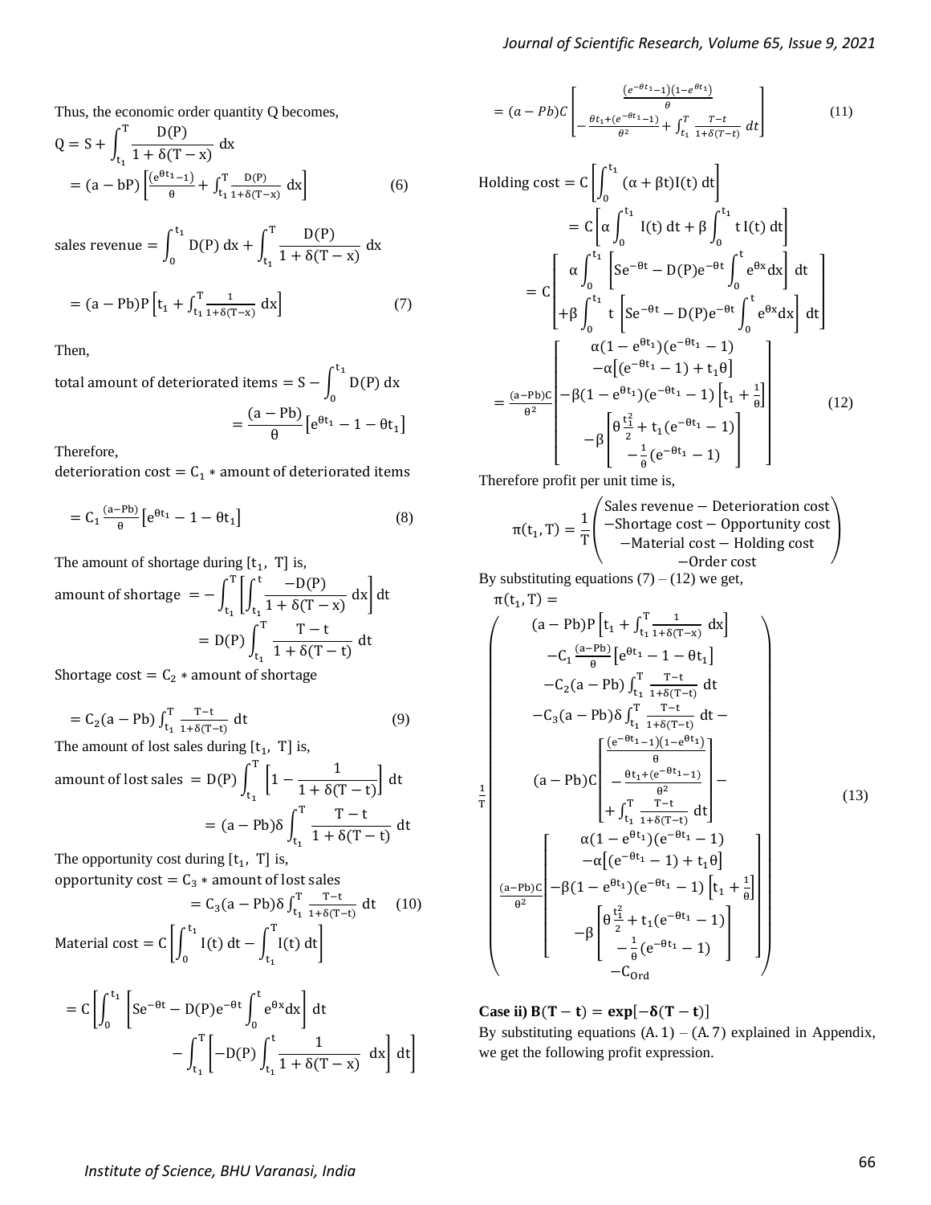Thus, the economic order quantity Q becomes,

$$Q = S + \int_{t_1}^{T} \frac{D(P)}{1 + \delta(T - x)}\, dx$$

$$= (a - bP)\left[\frac{(e^{\theta t_1} - 1)}{\theta} + \int_{t_1}^{T} \frac{D(P)}{1 + \delta(T - x)}\, dx\right] \tag{6}$$

$$\text{sales revenue} = \int_{0}^{t_1} D(P)\, dx + \int_{t_1}^{T} \frac{D(P)}{1 + \delta(T - x)}\, dx$$

$$= (a - Pb)P\left[t_1 + \int_{t_1}^{T} \frac{1}{1 + \delta(T - x)}\, dx\right] \tag{7}$$

Then,

$$\text{total amount of deteriorated items} = S - \int_{0}^{t_1} D(P)\, dx$$

$$= \frac{(a - Pb)}{\theta}\left[e^{\theta t_1} - 1 - \theta t_1\right]$$

Therefore,

$$\text{deterioration cost} = C_1 * \text{amount of deteriorated items}$$

$$= C_1 \frac{(a - Pb)}{\theta}\left[e^{\theta t_1} - 1 - \theta t_1\right] \tag{8}$$

The amount of shortage during $[t_1,\ T]$ is,

$$\text{amount of shortage} = -\int_{t_1}^{T}\left[\int_{t_1}^{t} \frac{-D(P)}{1 + \delta(T - x)}\, dx\right] dt$$

$$= D(P) \int_{t_1}^{T} \frac{T - t}{1 + \delta(T - t)}\, dt$$

$$\text{Shortage cost} = C_2 * \text{amount of shortage}$$

$$= C_2 (a - Pb) \int_{t_1}^{T} \frac{T - t}{1 + \delta(T - t)}\, dt \tag{9}$$

The amount of lost sales during $[t_1,\ T]$ is,

$$\text{amount of lost sales} = D(P) \int_{t_1}^{T}\left[1 - \frac{1}{1 + \delta(T - t)}\right] dt$$

$$= (a - Pb)\delta \int_{t_1}^{T} \frac{T - t}{1 + \delta(T - t)}\, dt$$

The opportunity cost during $[t_1,\ T]$ is,

$$\text{opportunity cost} = C_3 * \text{amount of lost sales}$$

$$= C_3 (a - Pb)\delta \int_{t_1}^{T} \frac{T - t}{1 + \delta(T - t)}\, dt \tag{10}$$

$$\text{Material cost} = C\left[\int_{0}^{t_1} I(t)\, dt - \int_{t_1}^{T} I(t)\, dt\right]$$

$$= C\left[\int_{0}^{t_1}\left[S e^{-\theta t} - D(P) e^{-\theta t} \int_{0}^{t} e^{\theta x} dx\right] dt - \int_{t_1}^{T}\left[-D(P) \int_{t_1}^{t} \frac{1}{1 + \delta(T - x)}\, dx\right] dt\right]$$

$$= (a - Pb)C\left[\frac{(e^{-\theta t_1} - 1)(1 - e^{\theta t_1})}{\theta} - \frac{\theta t_1 + (e^{-\theta t_1} - 1)}{\theta^2} + \int_{t_1}^{T} \frac{T - t}{1 + \delta(T - t)}\, dt\right] \tag{11}$$

$$\text{Holding cost} = C\left[\int_{0}^{t_1} (\alpha + \beta t) I(t)\, dt\right]$$

$$= C\left[\alpha \int_{0}^{t_1} I(t)\, dt + \beta \int_{0}^{t_1} t\, I(t)\, dt\right]$$

$$= C\left[\begin{array}{c} \alpha \displaystyle\int_{0}^{t_1}\left[S e^{-\theta t} - D(P) e^{-\theta t} \int_{0}^{t} e^{\theta x} dx\right] dt \\ + \beta \displaystyle\int_{0}^{t_1} t\left[S e^{-\theta t} - D(P) e^{-\theta t} \int_{0}^{t} e^{\theta x} dx\right] dt \end{array}\right]$$

$$= \frac{(a - Pb)C}{\theta^2}\left[\begin{array}{c} \alpha(1 - e^{\theta t_1})(e^{-\theta t_1} - 1) \\ -\alpha\left[(e^{-\theta t_1} - 1) + t_1\theta\right] \\ -\beta(1 - e^{\theta t_1})(e^{-\theta t_1} - 1)\left[t_1 + \frac{1}{\theta}\right] \\ -\beta\left[\theta \frac{t_1^2}{2} + t_1(e^{-\theta t_1} - 1) - \frac{1}{\theta}(e^{-\theta t_1} - 1)\right] \end{array}\right] \tag{12}$$

Therefore profit per unit time is,

$$\pi(t_1, T) = \frac{1}{T}\left(\begin{array}{c} \text{Sales revenue} - \text{Deterioration cost} \\ -\text{Shortage cost} - \text{Opportunity cost} \\ -\text{Material cost} - \text{Holding cost} \\ -\text{Order cost} \end{array}\right)$$

By substituting equations (7) – (12) we get,

$$\pi(t_1, T) = \frac{1}{T}\left(\begin{array}{c} (a - Pb)P\left[t_1 + \int_{t_1}^{T} \frac{1}{1 + \delta(T - x)}\, dx\right] \\ -C_1 \frac{(a - Pb)}{\theta}\left[e^{\theta t_1} - 1 - \theta t_1\right] \\ -C_2 (a - Pb) \int_{t_1}^{T} \frac{T - t}{1 + \delta(T - t)}\, dt \\ -C_3 (a - Pb)\delta \int_{t_1}^{T} \frac{T - t}{1 + \delta(T - t)}\, dt - \\ (a - Pb)C\left[\begin{array}{c} \frac{(e^{-\theta t_1} - 1)(1 - e^{\theta t_1})}{\theta} \\ -\frac{\theta t_1 + (e^{-\theta t_1} - 1)}{\theta^2} \\ + \int_{t_1}^{T} \frac{T - t}{1 + \delta(T - t)}\, dt \end{array}\right] - \\ \frac{(a - Pb)C}{\theta^2}\left[\begin{array}{c} \alpha(1 - e^{\theta t_1})(e^{-\theta t_1} - 1) \\ -\alpha\left[(e^{-\theta t_1} - 1) + t_1\theta\right] \\ -\beta(1 - e^{\theta t_1})(e^{-\theta t_1} - 1)\left[t_1 + \frac{1}{\theta}\right] \\ -\beta\left[\begin{array}{c} \theta \frac{t_1^2}{2} + t_1(e^{-\theta t_1} - 1) \\ -\frac{1}{\theta}(e^{-\theta t_1} - 1) \end{array}\right] \end{array}\right] \\ -C_{Ord} \end{array}\right) \tag{13}$$

**Case ii) $\mathbf{B(T - t) = \exp[-\delta(T - t)]}$**

By substituting equations $(A.1) - (A.7)$ explained in Appendix, we get the following profit expression.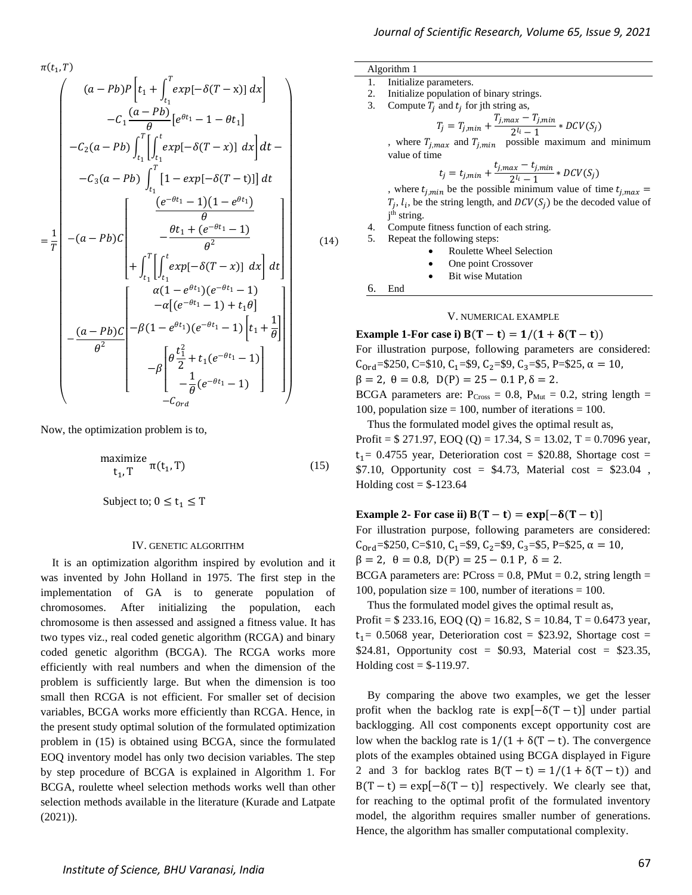$$\pi(t_1, T) = \frac{1}{T}\left(\begin{array}{c} (a-Pb)P\left[t_1 + \int_{t_1}^{T} exp[-\delta(T-x)]\,dx\right] \\ -C_1\frac{(a-Pb)}{\theta}\left[e^{\theta t_1} - 1 - \theta t_1\right] \\ -C_2(a-Pb)\int_{t_1}^{T}\left[\int_{t_1}^{t} exp[-\delta(T-x)]\,dx\right]dt - \\ -C_3(a-Pb)\int_{t_1}^{T}\left[1 - exp[-\delta(T-t)]\right]dt \\ -(a-Pb)C\left[\begin{array}{c} \frac{(e^{-\theta t_1}-1)(1-e^{\theta t_1})}{\theta} \\ -\frac{\theta t_1 + (e^{-\theta t_1}-1)}{\theta^2} \\ +\int_{t_1}^{T}\left[\int_{t_1}^{t} exp[-\delta(T-x)]\,dx\right]dt \end{array}\right] \\ -\frac{(a-Pb)C}{\theta^2}\left[\begin{array}{c} \alpha(1-e^{\theta t_1})(e^{-\theta t_1}-1) \\ -\alpha\left[(e^{-\theta t_1}-1) + t_1\theta\right] \\ -\beta(1-e^{\theta t_1})(e^{-\theta t_1}-1)\left[t_1 + \frac{1}{\theta}\right] \\ -\beta\left[\begin{array}{c} \theta\frac{t_1^2}{2} + t_1(e^{-\theta t_1}-1) \\ -\frac{1}{\theta}(e^{-\theta t_1}-1) \end{array}\right] \end{array}\right] \\ -C_{Ord} \end{array}\right) \tag{14}$$

Now, the optimization problem is to,

$$\underset{t_1, T}{\text{maximize}}\ \pi(t_1, T) \tag{15}$$

Subject to; $0 \leq t_1 \leq T$

## IV. GENETIC ALGORITHM

It is an optimization algorithm inspired by evolution and it was invented by John Holland in 1975. The first step in the implementation of GA is to generate population of chromosomes. After initializing the population, each chromosome is then assessed and assigned a fitness value. It has two types viz., real coded genetic algorithm (RCGA) and binary coded genetic algorithm (BCGA). The RCGA works more efficiently with real numbers and when the dimension of the problem is sufficiently large. But when the dimension is too small then RCGA is not efficient. For smaller set of decision variables, BCGA works more efficiently than RCGA. Hence, in the present study optimal solution of the formulated optimization problem in (15) is obtained using BCGA, since the formulated EOQ inventory model has only two decision variables. The step by step procedure of BCGA is explained in Algorithm 1. For BCGA, roulette wheel selection methods works well than other selection methods available in the literature (Kurade and Latpate (2021)).

**Algorithm 1**

1. Initialize parameters.
2. Initialize population of binary strings.
3. Compute $T_j$ and $t_j$ for jth string as,
$$T_j = T_{j,min} + \frac{T_{j,max} - T_{j,min}}{2^{l_i} - 1} * DCV(S_j)$$
, where $T_{j,max}$ and $T_{j,min}$ possible maximum and minimum value of time
$$t_j = t_{j,min} + \frac{t_{j,max} - t_{j,min}}{2^{l_i} - 1} * DCV(S_j)$$
, where $t_{j,min}$ be the possible minimum value of time $t_{j,max} = T_j$, $l_i$, be the string length, and $DCV(S_j)$ be the decoded value of j[th] string.
4. Compute fitness function of each string.
5. Repeat the following steps:
   - Roulette Wheel Selection
   - One point Crossover
   - Bit wise Mutation
6. End

## V. NUMERICAL EXAMPLE

**Example 1-For case i) $\mathbf{B(T-t) = 1/(1+\delta(T-t))}$**

For illustration purpose, following parameters are considered: $C_{Ord}$=\$250, C=\$10, $C_1$=\$9, $C_2$=\$9, $C_3$=\$5, P=\$25, $\alpha = 10$, $\beta = 2$, $\theta = 0.8$, $D(P) = 25 - 0.1\,P$, $\delta = 2$.

BCGA parameters are: $P_{Cross} = 0.8$, $P_{Mut} = 0.2$, string length = 100, population size = 100, number of iterations = 100.

Thus the formulated model gives the optimal result as,

Profit = \$ 271.97, EOQ (Q) = 17.34, S = 13.02, T = 0.7096 year, $t_1$= 0.4755 year, Deterioration cost = \$20.88, Shortage cost = \$7.10, Opportunity cost = \$4.73, Material cost = \$23.04 , Holding cost = \$-123.64

**Example 2- For case ii) $\mathbf{B(T-t) = exp[-\delta(T-t)]}$**

For illustration purpose, following parameters are considered: $C_{Ord}$=\$250, C=\$10, $C_1$=\$9, $C_2$=\$9, $C_3$=\$5, P=\$25, $\alpha = 10$, $\beta = 2$, $\theta = 0.8$, $D(P) = 25 - 0.1\,P$, $\delta = 2$.

BCGA parameters are: PCross = 0.8, PMut = 0.2, string length = 100, population size = 100, number of iterations = 100.

Thus the formulated model gives the optimal result as,

Profit = \$ 233.16, EOQ (Q) = 16.82, S = 10.84, T = 0.6473 year, $t_1$= 0.5068 year, Deterioration cost = \$23.92, Shortage cost = \$24.81, Opportunity cost = \$0.93, Material cost = \$23.35, Holding cost = \$-119.97.

By comparing the above two examples, we get the lesser profit when the backlog rate is $\exp[-\delta(T-t)]$ under partial backlogging. All cost components except opportunity cost are low when the backlog rate is $1/(1+\delta(T-t))$. The convergence plots of the examples obtained using BCGA displayed in Figure 2 and 3 for backlog rates $B(T-t) = 1/(1+\delta(T-t))$ and $B(T-t) = \exp[-\delta(T-t)]$ respectively. We clearly see that, for reaching to the optimal profit of the formulated inventory model, the algorithm requires smaller number of generations. Hence, the algorithm has smaller computational complexity.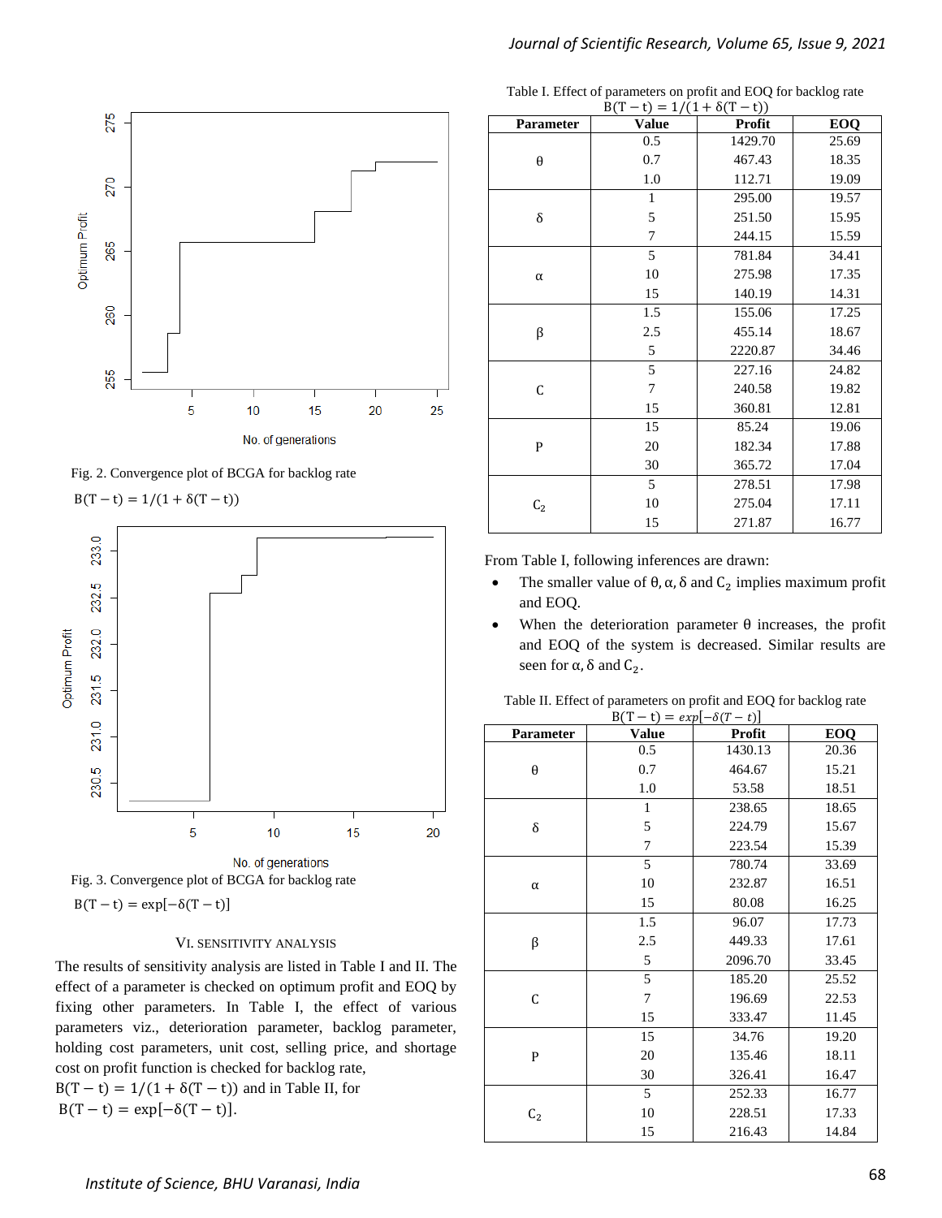Fig. 2. Convergence plot of BCGA for backlog rate $B(T-t) = 1/(1+\delta(T-t))$

Fig. 3. Convergence plot of BCGA for backlog rate $B(T-t) = \exp[-\delta(T-t)]$

## VI. SENSITIVITY ANALYSIS

The results of sensitivity analysis are listed in Table I and II. The effect of a parameter is checked on optimum profit and EOQ by fixing other parameters. In Table I, the effect of various parameters viz., deterioration parameter, backlog parameter, holding cost parameters, unit cost, selling price, and shortage cost on profit function is checked for backlog rate, $B(T-t) = 1/(1+\delta(T-t))$ and in Table II, for $B(T-t) = \exp[-\delta(T-t)]$.

Table I. Effect of parameters on profit and EOQ for backlog rate $B(T-t) = 1/(1+\delta(T-t))$

| Parameter | Value | Profit | EOQ |
|---|---|---|---|
| $\theta$ | 0.5 | 1429.70 | 25.69 |
| | 0.7 | 467.43 | 18.35 |
| | 1.0 | 112.71 | 19.09 |
| $\delta$ | 1 | 295.00 | 19.57 |
| | 5 | 251.50 | 15.95 |
| | 7 | 244.15 | 15.59 |
| $\alpha$ | 5 | 781.84 | 34.41 |
| | 10 | 275.98 | 17.35 |
| | 15 | 140.19 | 14.31 |
| $\beta$ | 1.5 | 155.06 | 17.25 |
| | 2.5 | 455.14 | 18.67 |
| | 5 | 2220.87 | 34.46 |
| C | 5 | 227.16 | 24.82 |
| | 7 | 240.58 | 19.82 |
| | 15 | 360.81 | 12.81 |
| P | 15 | 85.24 | 19.06 |
| | 20 | 182.34 | 17.88 |
| | 30 | 365.72 | 17.04 |
| $C_2$ | 5 | 278.51 | 17.98 |
| | 10 | 275.04 | 17.11 |
| | 15 | 271.87 | 16.77 |

From Table I, following inferences are drawn:

- The smaller value of $\theta, \alpha, \delta$ and $C_2$ implies maximum profit and EOQ.
- When the deterioration parameter $\theta$ increases, the profit and EOQ of the system is decreased. Similar results are seen for $\alpha, \delta$ and $C_2$.

Table II. Effect of parameters on profit and EOQ for backlog rate $B(T-t) = exp[-\delta(T-t)]$

| Parameter | Value | Profit | EOQ |
|---|---|---|---|
| $\theta$ | 0.5 | 1430.13 | 20.36 |
| | 0.7 | 464.67 | 15.21 |
| | 1.0 | 53.58 | 18.51 |
| $\delta$ | 1 | 238.65 | 18.65 |
| | 5 | 224.79 | 15.67 |
| | 7 | 223.54 | 15.39 |
| $\alpha$ | 5 | 780.74 | 33.69 |
| | 10 | 232.87 | 16.51 |
| | 15 | 80.08 | 16.25 |
| $\beta$ | 1.5 | 96.07 | 17.73 |
| | 2.5 | 449.33 | 17.61 |
| | 5 | 2096.70 | 33.45 |
| C | 5 | 185.20 | 25.52 |
| | 7 | 196.69 | 22.53 |
| | 15 | 333.47 | 11.45 |
| P | 15 | 34.76 | 19.20 |
| | 20 | 135.46 | 18.11 |
| | 30 | 326.41 | 16.47 |
| $C_2$ | 5 | 252.33 | 16.77 |
| | 10 | 228.51 | 17.33 |
| | 15 | 216.43 | 14.84 |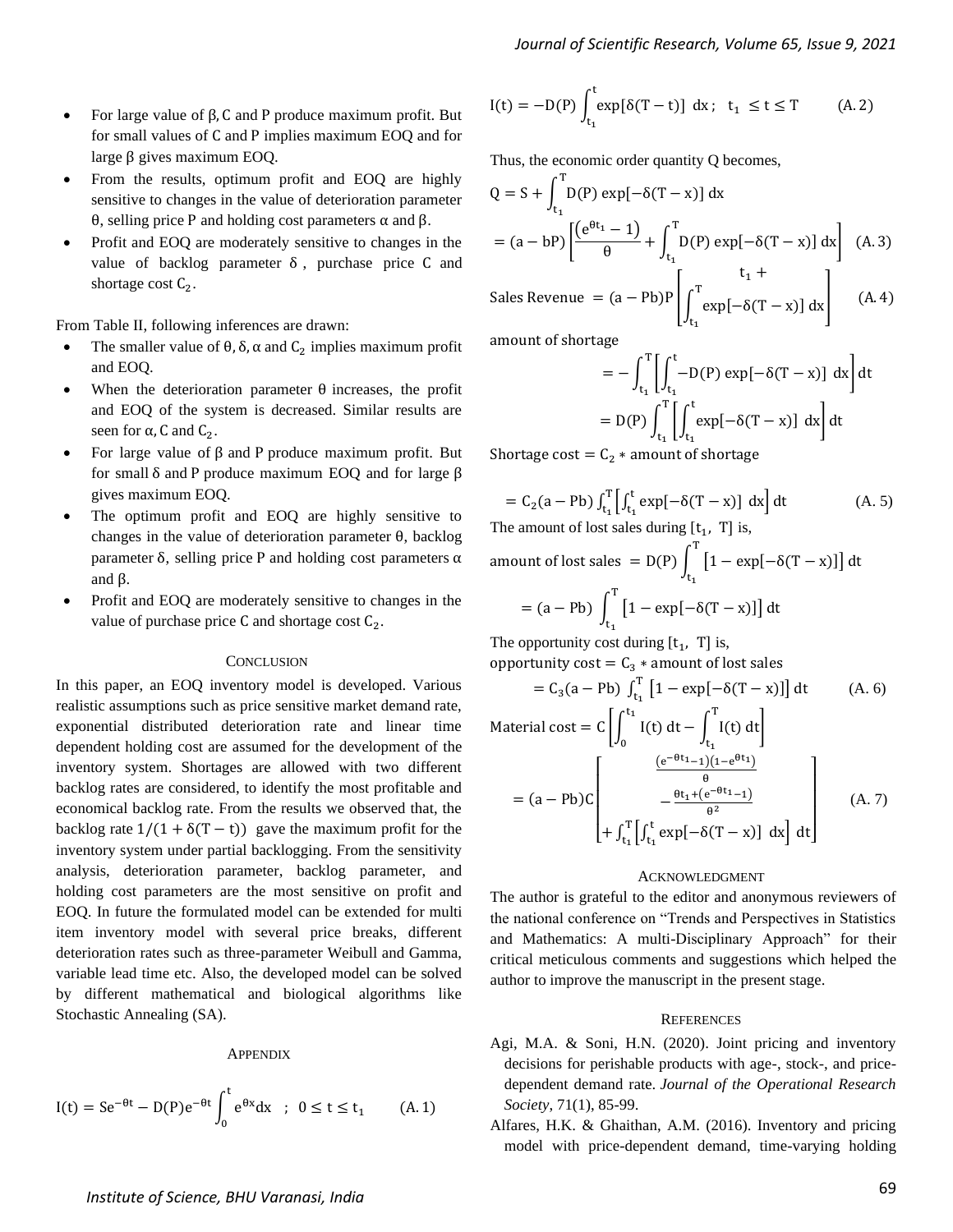- For large value of $\beta$, $C$ and $P$ produce maximum profit. But for small values of $C$ and $P$ implies maximum EOQ and for large $\beta$ gives maximum EOQ.
- From the results, optimum profit and EOQ are highly sensitive to changes in the value of deterioration parameter $\theta$, selling price $P$ and holding cost parameters $\alpha$ and $\beta$.
- Profit and EOQ are moderately sensitive to changes in the value of backlog parameter $\delta$, purchase price $C$ and shortage cost $C_2$.

From Table II, following inferences are drawn:

- The smaller value of $\theta, \delta, \alpha$ and $C_2$ implies maximum profit and EOQ.
- When the deterioration parameter $\theta$ increases, the profit and EOQ of the system is decreased. Similar results are seen for $\alpha$, $C$ and $C_2$.
- For large value of $\beta$ and $P$ produce maximum profit. But for small $\delta$ and $P$ produce maximum EOQ and for large $\beta$ gives maximum EOQ.
- The optimum profit and EOQ are highly sensitive to changes in the value of deterioration parameter $\theta$, backlog parameter $\delta$, selling price $P$ and holding cost parameters $\alpha$ and $\beta$.
- Profit and EOQ are moderately sensitive to changes in the value of purchase price $C$ and shortage cost $C_2$.

## Conclusion

In this paper, an EOQ inventory model is developed. Various realistic assumptions such as price sensitive market demand rate, exponential distributed deterioration rate and linear time dependent holding cost are assumed for the development of the inventory system. Shortages are allowed with two different backlog rates are considered, to identify the most profitable and economical backlog rate. From the results we observed that, the backlog rate $1/(1+\delta(T-t))$ gave the maximum profit for the inventory system under partial backlogging. From the sensitivity analysis, deterioration parameter, backlog parameter, and holding cost parameters are the most sensitive on profit and EOQ. In future the formulated model can be extended for multi item inventory model with several price breaks, different deterioration rates such as three-parameter Weibull and Gamma, variable lead time etc. Also, the developed model can be solved by different mathematical and biological algorithms like Stochastic Annealing (SA).

## Appendix

$$I(t) = Se^{-\theta t} - D(P)e^{-\theta t}\int_0^t e^{\theta x}dx \quad ; \quad 0 \le t \le t_1 \qquad (A.1)$$

$$I(t) = -D(P)\int_{t_1}^{t} \exp[\delta(T-t)]\ dx \ ; \quad t_1 \le t \le T \qquad (A.2)$$

Thus, the economic order quantity Q becomes,

$$Q = S + \int_{t_1}^{T} D(P)\exp[-\delta(T-x)]\,dx$$

$$= (a-bP)\left[\frac{\left(e^{\theta t_1}-1\right)}{\theta} + \int_{t_1}^{T} D(P)\exp[-\delta(T-x)]\,dx\right] \quad (A.3)$$

$$\text{Sales Revenue } = (a-Pb)P\left[t_1 + \int_{t_1}^{T}\exp[-\delta(T-x)]\,dx\right] \qquad (A.4)$$

amount of shortage

$$= -\int_{t_1}^{T}\left[\int_{t_1}^{t} -D(P)\exp[-\delta(T-x)]\ dx\right]dt$$

$$= D(P)\int_{t_1}^{T}\left[\int_{t_1}^{t}\exp[-\delta(T-x)]\ dx\right]dt$$

Shortage cost $= C_2 * \text{amount of shortage}$

$$= C_2(a-Pb)\int_{t_1}^{T}\left[\int_{t_1}^{t}\exp[-\delta(T-x)]\ dx\right]dt \qquad (A.5)$$

The amount of lost sales during $[t_1,\ T]$ is,

$$\text{amount of lost sales } = D(P)\int_{t_1}^{T}\left[1-\exp[-\delta(T-x)]\right]dt$$

$$= (a-Pb)\int_{t_1}^{T}\left[1-\exp[-\delta(T-x)]\right]dt$$

The opportunity cost during $[t_1,\ T]$ is,

opportunity cost $= C_3 * \text{amount of lost sales}$

$$= C_3(a-Pb)\int_{t_1}^{T}\left[1-\exp[-\delta(T-x)]\right]dt \qquad (A.6)$$

$$\text{Material cost} = C\left[\int_0^{t_1} I(t)\,dt - \int_{t_1}^{T} I(t)\,dt\right]$$

$$= (a-Pb)C\begin{bmatrix}\frac{\left(e^{-\theta t_1}-1\right)\left(1-e^{\theta t_1}\right)}{\theta} \\ -\frac{\theta t_1 + \left(e^{-\theta t_1}-1\right)}{\theta^2} \\ +\int_{t_1}^{T}\left[\int_{t_1}^{t}\exp[-\delta(T-x)]\ dx\right]dt\end{bmatrix} \qquad (A.7)$$

## Acknowledgment

The author is grateful to the editor and anonymous reviewers of the national conference on "Trends and Perspectives in Statistics and Mathematics: A multi-Disciplinary Approach" for their critical meticulous comments and suggestions which helped the author to improve the manuscript in the present stage.

## References

Agi, M.A. & Soni, H.N. (2020). Joint pricing and inventory decisions for perishable products with age-, stock-, and price-dependent demand rate. *Journal of the Operational Research Society*, 71(1), 85-99.

Alfares, H.K. & Ghaithan, A.M. (2016). Inventory and pricing model with price-dependent demand, time-varying holding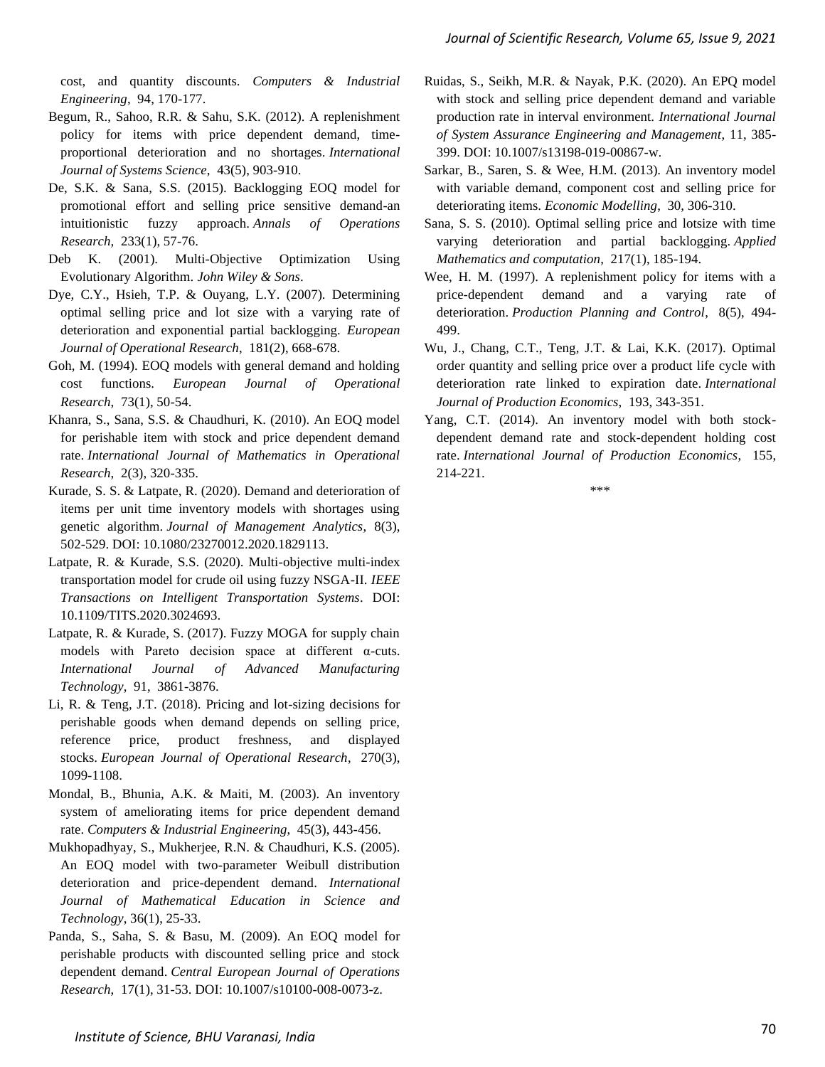cost, and quantity discounts. *Computers & Industrial Engineering*, 94, 170-177.

Begum, R., Sahoo, R.R. & Sahu, S.K. (2012). A replenishment policy for items with price dependent demand, time-proportional deterioration and no shortages. *International Journal of Systems Science*, 43(5), 903-910.

De, S.K. & Sana, S.S. (2015). Backlogging EOQ model for promotional effort and selling price sensitive demand-an intuitionistic fuzzy approach. *Annals of Operations Research,* 233(1), 57-76.

Deb K. (2001). Multi-Objective Optimization Using Evolutionary Algorithm. *John Wiley & Sons*.

Dye, C.Y., Hsieh, T.P. & Ouyang, L.Y. (2007). Determining optimal selling price and lot size with a varying rate of deterioration and exponential partial backlogging. *European Journal of Operational Research*, 181(2), 668-678.

Goh, M. (1994). EOQ models with general demand and holding cost functions. *European Journal of Operational Research*, 73(1), 50-54.

Khanra, S., Sana, S.S. & Chaudhuri, K. (2010). An EOQ model for perishable item with stock and price dependent demand rate. *International Journal of Mathematics in Operational Research*, 2(3), 320-335.

Kurade, S. S. & Latpate, R. (2020). Demand and deterioration of items per unit time inventory models with shortages using genetic algorithm. *Journal of Management Analytics*, 8(3), 502-529. DOI: 10.1080/23270012.2020.1829113.

Latpate, R. & Kurade, S.S. (2020). Multi-objective multi-index transportation model for crude oil using fuzzy NSGA-II. *IEEE Transactions on Intelligent Transportation Systems*. DOI: 10.1109/TITS.2020.3024693.

Latpate, R. & Kurade, S. (2017). Fuzzy MOGA for supply chain models with Pareto decision space at different α-cuts. *International Journal of Advanced Manufacturing Technology*, 91, 3861-3876.

Li, R. & Teng, J.T. (2018). Pricing and lot-sizing decisions for perishable goods when demand depends on selling price, reference price, product freshness, and displayed stocks. *European Journal of Operational Research*, 270(3), 1099-1108.

Mondal, B., Bhunia, A.K. & Maiti, M. (2003). An inventory system of ameliorating items for price dependent demand rate. *Computers & Industrial Engineering*, 45(3), 443-456.

Mukhopadhyay, S., Mukherjee, R.N. & Chaudhuri, K.S. (2005). An EOQ model with two-parameter Weibull distribution deterioration and price-dependent demand. *International Journal of Mathematical Education in Science and Technology*, 36(1), 25-33.

Panda, S., Saha, S. & Basu, M. (2009). An EOQ model for perishable products with discounted selling price and stock dependent demand. *Central European Journal of Operations Research*, 17(1), 31-53. DOI: 10.1007/s10100-008-0073-z.

Ruidas, S., Seikh, M.R. & Nayak, P.K. (2020). An EPQ model with stock and selling price dependent demand and variable production rate in interval environment. *International Journal of System Assurance Engineering and Management*, 11, 385-399. DOI: 10.1007/s13198-019-00867-w.

Sarkar, B., Saren, S. & Wee, H.M. (2013). An inventory model with variable demand, component cost and selling price for deteriorating items. *Economic Modelling*, 30, 306-310.

Sana, S. S. (2010). Optimal selling price and lotsize with time varying deterioration and partial backlogging. *Applied Mathematics and computation*, 217(1), 185-194.

Wee, H. M. (1997). A replenishment policy for items with a price-dependent demand and a varying rate of deterioration. *Production Planning and Control*, 8(5), 494-499.

Wu, J., Chang, C.T., Teng, J.T. & Lai, K.K. (2017). Optimal order quantity and selling price over a product life cycle with deterioration rate linked to expiration date. *International Journal of Production Economics*, 193, 343-351.

Yang, C.T. (2014). An inventory model with both stock-dependent demand rate and stock-dependent holding cost rate. *International Journal of Production Economics*, 155, 214-221.

***